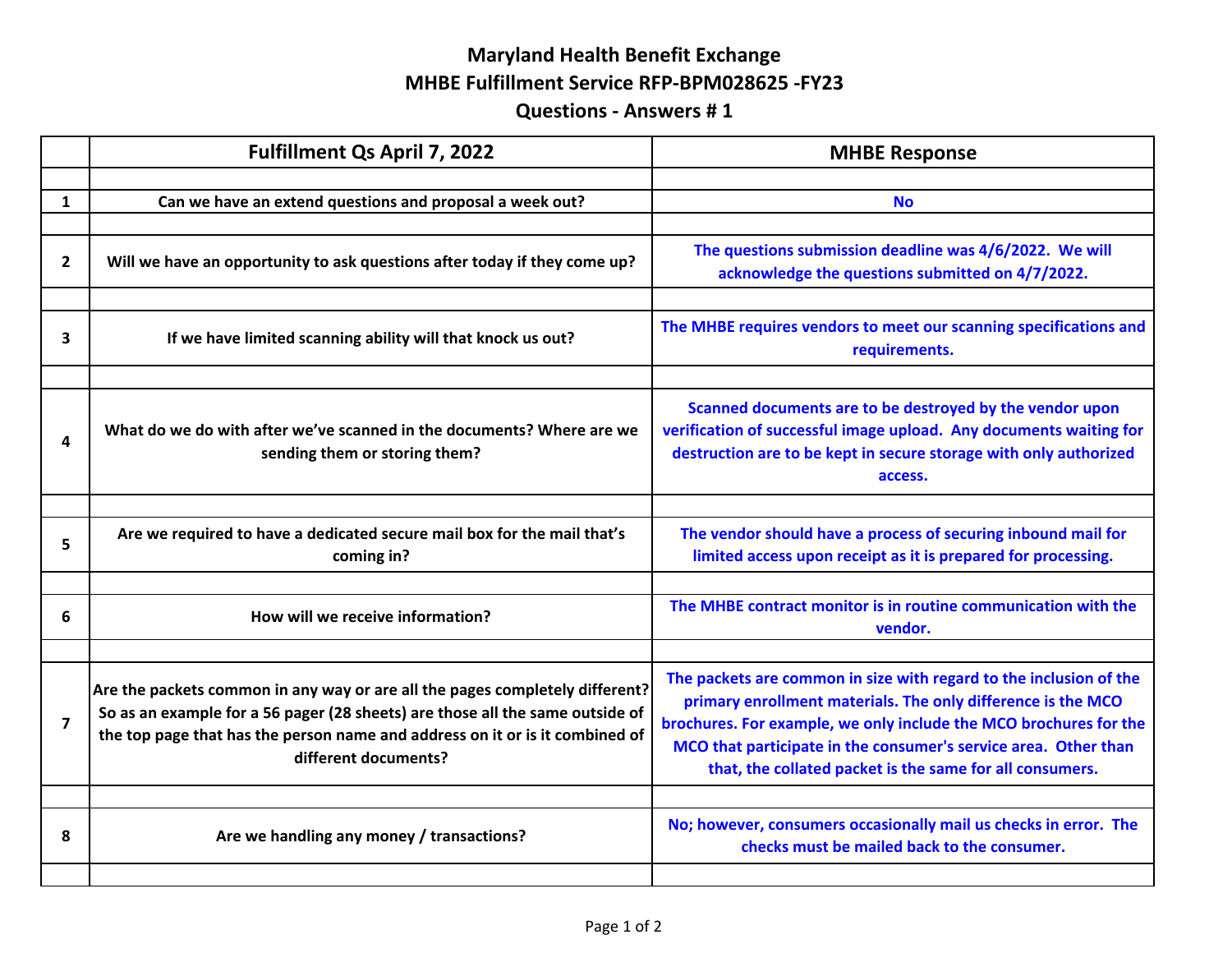# Maryland Health Benefit Exchange
## MHBE Fulfillment Service RFP-BPM028625 -FY23
## Questions - Answers # 1

| | Fulfillment Qs April 7, 2022 | MHBE Response |
|---|---|---|
| | | |
| 1 | Can we have an extend questions and proposal a week out? | No |
| | | |
| 2 | Will we have an opportunity to ask questions after today if they come up? | The questions submission deadline was 4/6/2022. We will acknowledge the questions submitted on 4/7/2022. |
| | | |
| 3 | If we have limited scanning ability will that knock us out? | The MHBE requires vendors to meet our scanning specifications and requirements. |
| | | |
| 4 | What do we do with after we've scanned in the documents? Where are we sending them or storing them? | Scanned documents are to be destroyed by the vendor upon verification of successful image upload. Any documents waiting for destruction are to be kept in secure storage with only authorized access. |
| | | |
| 5 | Are we required to have a dedicated secure mail box for the mail that's coming in? | The vendor should have a process of securing inbound mail for limited access upon receipt as it is prepared for processing. |
| | | |
| 6 | How will we receive information? | The MHBE contract monitor is in routine communication with the vendor. |
| | | |
| 7 | Are the packets common in any way or are all the pages completely different? So as an example for a 56 pager (28 sheets) are those all the same outside of the top page that has the person name and address on it or is it combined of different documents? | The packets are common in size with regard to the inclusion of the primary enrollment materials. The only difference is the MCO brochures. For example, we only include the MCO brochures for the MCO that participate in the consumer's service area. Other than that, the collated packet is the same for all consumers. |
| | | |
| 8 | Are we handling any money / transactions? | No; however, consumers occasionally mail us checks in error. The checks must be mailed back to the consumer. |
| | | |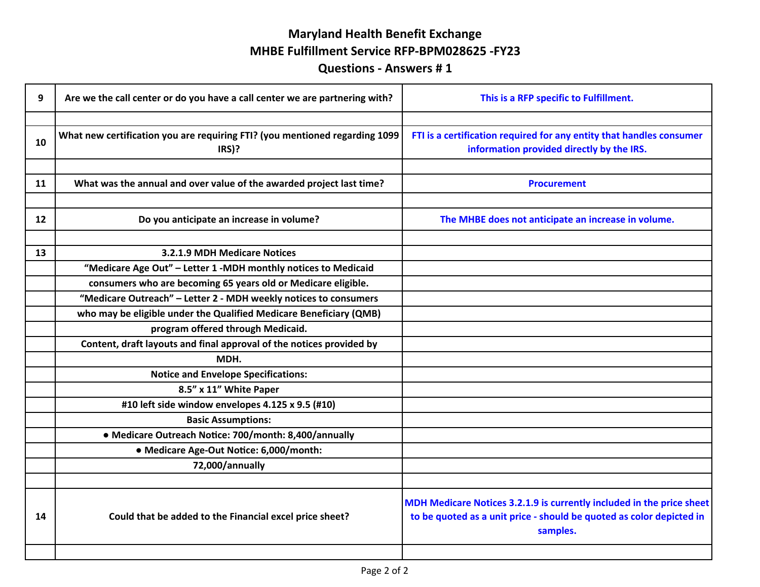# Maryland Health Benefit Exchange

## MHBE Fulfillment Service RFP-BPM028625 -FY23

## Questions - Answers # 1

| | | |
|---|---|---|
| 9 | Are we the call center or do you have a call center we are partnering with? | This is a RFP specific to Fulfillment. |
| | | |
| 10 | What new certification you are requiring FTI? (you mentioned regarding 1099 IRS)? | FTI is a certification required for any entity that handles consumer information provided directly by the IRS. |
| | | |
| 11 | What was the annual and over value of the awarded project last time? | Procurement |
| | | |
| 12 | Do you anticipate an increase in volume? | The MHBE does not anticipate an increase in volume. |
| | | |
| 13 | 3.2.1.9 MDH Medicare Notices | |
| | "Medicare Age Out" – Letter 1 -MDH monthly notices to Medicaid | |
| | consumers who are becoming 65 years old or Medicare eligible. | |
| | "Medicare Outreach" – Letter 2 - MDH weekly notices to consumers | |
| | who may be eligible under the Qualified Medicare Beneficiary (QMB) | |
| | program offered through Medicaid. | |
| | Content, draft layouts and final approval of the notices provided by | |
| | MDH. | |
| | Notice and Envelope Specifications: | |
| | 8.5" x 11" White Paper | |
| | #10 left side window envelopes 4.125 x 9.5 (#10) | |
| | Basic Assumptions: | |
| | • Medicare Outreach Notice: 700/month: 8,400/annually | |
| | • Medicare Age-Out Notice: 6,000/month: | |
| | 72,000/annually | |
| | | |
| 14 | Could that be added to the Financial excel price sheet? | MDH Medicare Notices 3.2.1.9 is currently included in the price sheet to be quoted as a unit price - should be quoted as color depicted in samples. |
| | | |